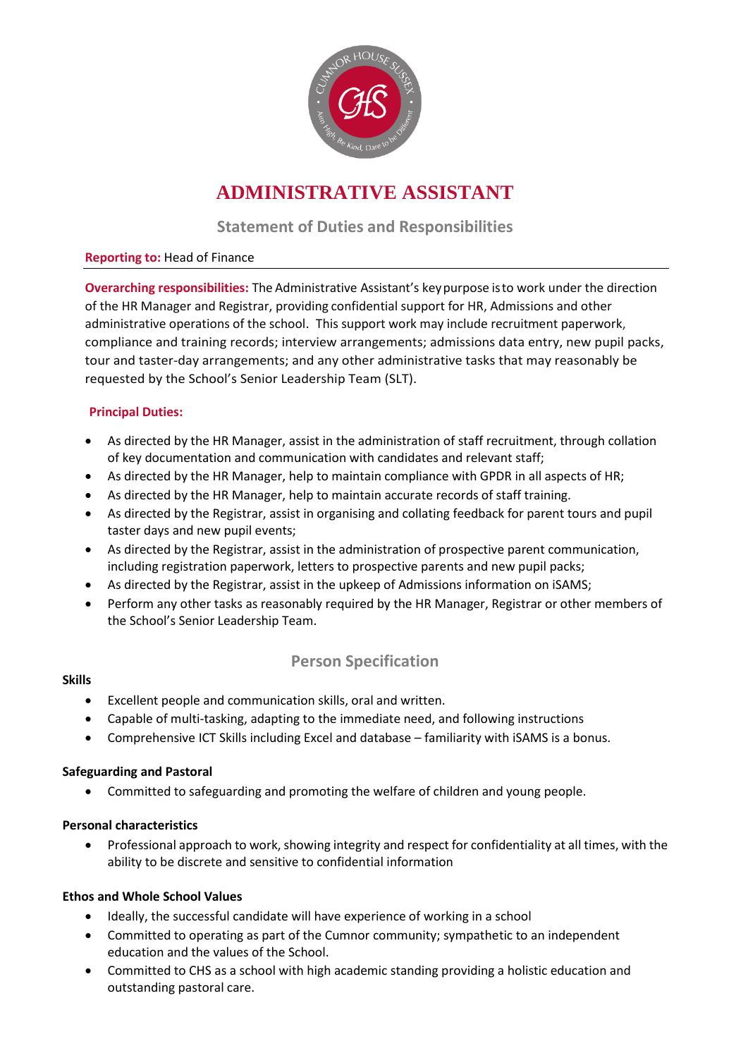# ADMINISTRATIVE ASSISTANT

## Statement of Duties and Responsibilities

**Reporting to:** Head of Finance

**Overarching responsibilities:** The Administrative Assistant's key purpose is to work under the direction of the HR Manager and Registrar, providing confidential support for HR, Admissions and other administrative operations of the school. This support work may include recruitment paperwork, compliance and training records; interview arrangements; admissions data entry, new pupil packs, tour and taster-day arrangements; and any other administrative tasks that may reasonably be requested by the School's Senior Leadership Team (SLT).

**Principal Duties:**

- As directed by the HR Manager, assist in the administration of staff recruitment, through collation of key documentation and communication with candidates and relevant staff;
- As directed by the HR Manager, help to maintain compliance with GPDR in all aspects of HR;
- As directed by the HR Manager, help to maintain accurate records of staff training.
- As directed by the Registrar, assist in organising and collating feedback for parent tours and pupil taster days and new pupil events;
- As directed by the Registrar, assist in the administration of prospective parent communication, including registration paperwork, letters to prospective parents and new pupil packs;
- As directed by the Registrar, assist in the upkeep of Admissions information on iSAMS;
- Perform any other tasks as reasonably required by the HR Manager, Registrar or other members of the School's Senior Leadership Team.

## Person Specification

**Skills**

- Excellent people and communication skills, oral and written.
- Capable of multi-tasking, adapting to the immediate need, and following instructions
- Comprehensive ICT Skills including Excel and database – familiarity with iSAMS is a bonus.

**Safeguarding and Pastoral**

- Committed to safeguarding and promoting the welfare of children and young people.

**Personal characteristics**

- Professional approach to work, showing integrity and respect for confidentiality at all times, with the ability to be discrete and sensitive to confidential information

**Ethos and Whole School Values**

- Ideally, the successful candidate will have experience of working in a school
- Committed to operating as part of the Cumnor community; sympathetic to an independent education and the values of the School.
- Committed to CHS as a school with high academic standing providing a holistic education and outstanding pastoral care.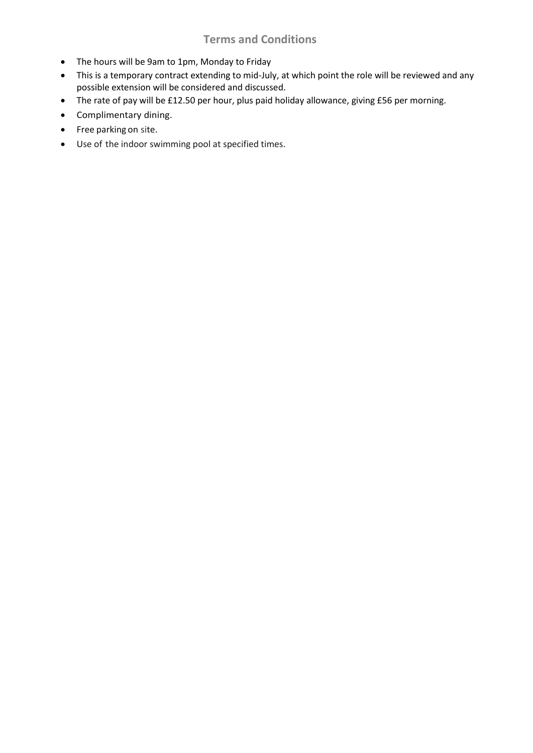## Terms and Conditions

- The hours will be 9am to 1pm, Monday to Friday
- This is a temporary contract extending to mid-July, at which point the role will be reviewed and any possible extension will be considered and discussed.
- The rate of pay will be £12.50 per hour, plus paid holiday allowance, giving £56 per morning.
- Complimentary dining.
- Free parking on site.
- Use of the indoor swimming pool at specified times.